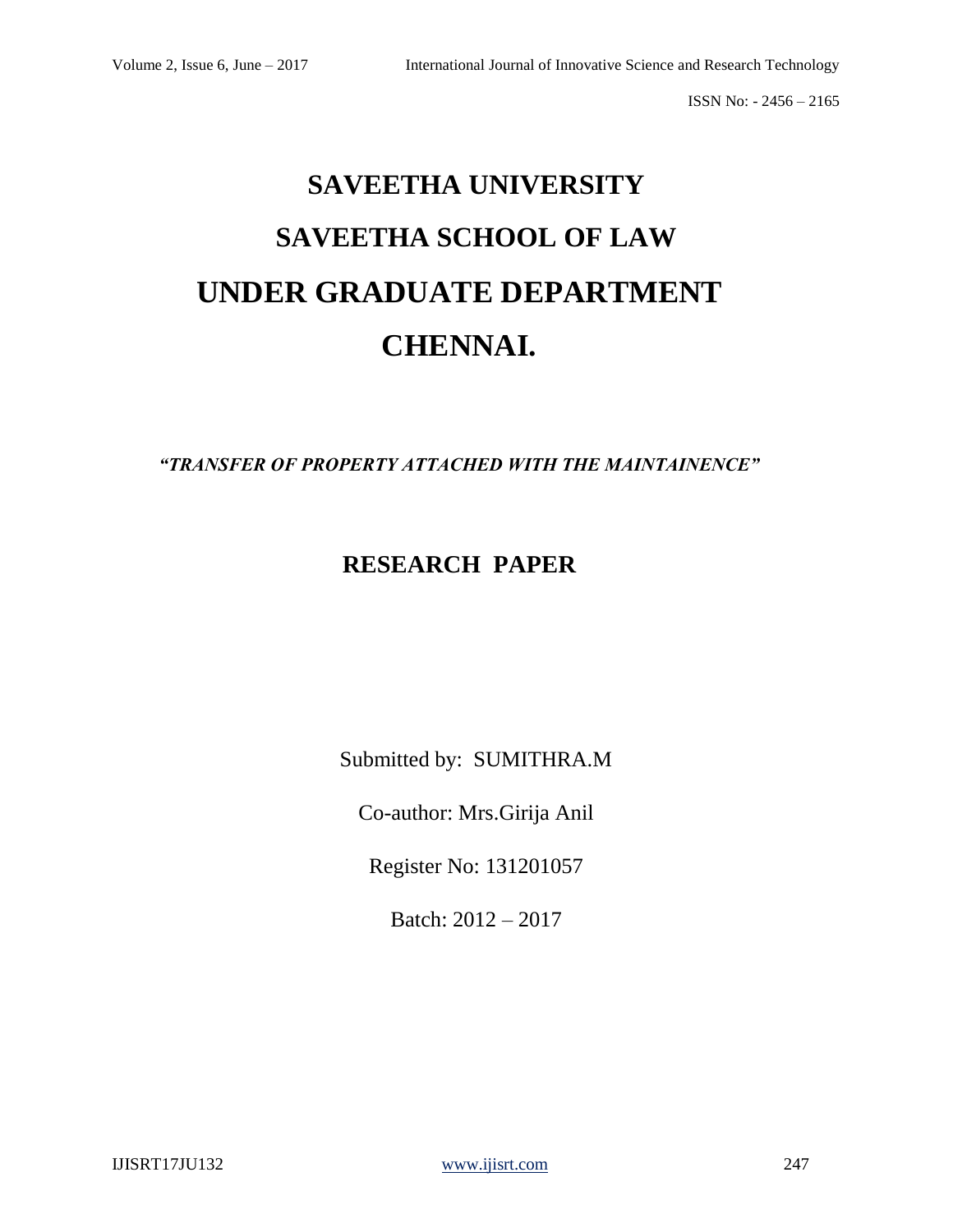# SAVEETHA UNIVERSITY

# SAVEETHA SCHOOL OF LAW

# UNDER GRADUATE DEPARTMENT

# CHENNAI.

***"TRANSFER OF PROPERTY ATTACHED WITH THE MAINTAINENCE"***

## RESEARCH PAPER

Submitted by: SUMITHRA.M

Co-author: Mrs.Girija Anil

Register No: 131201057

Batch: 2012 – 2017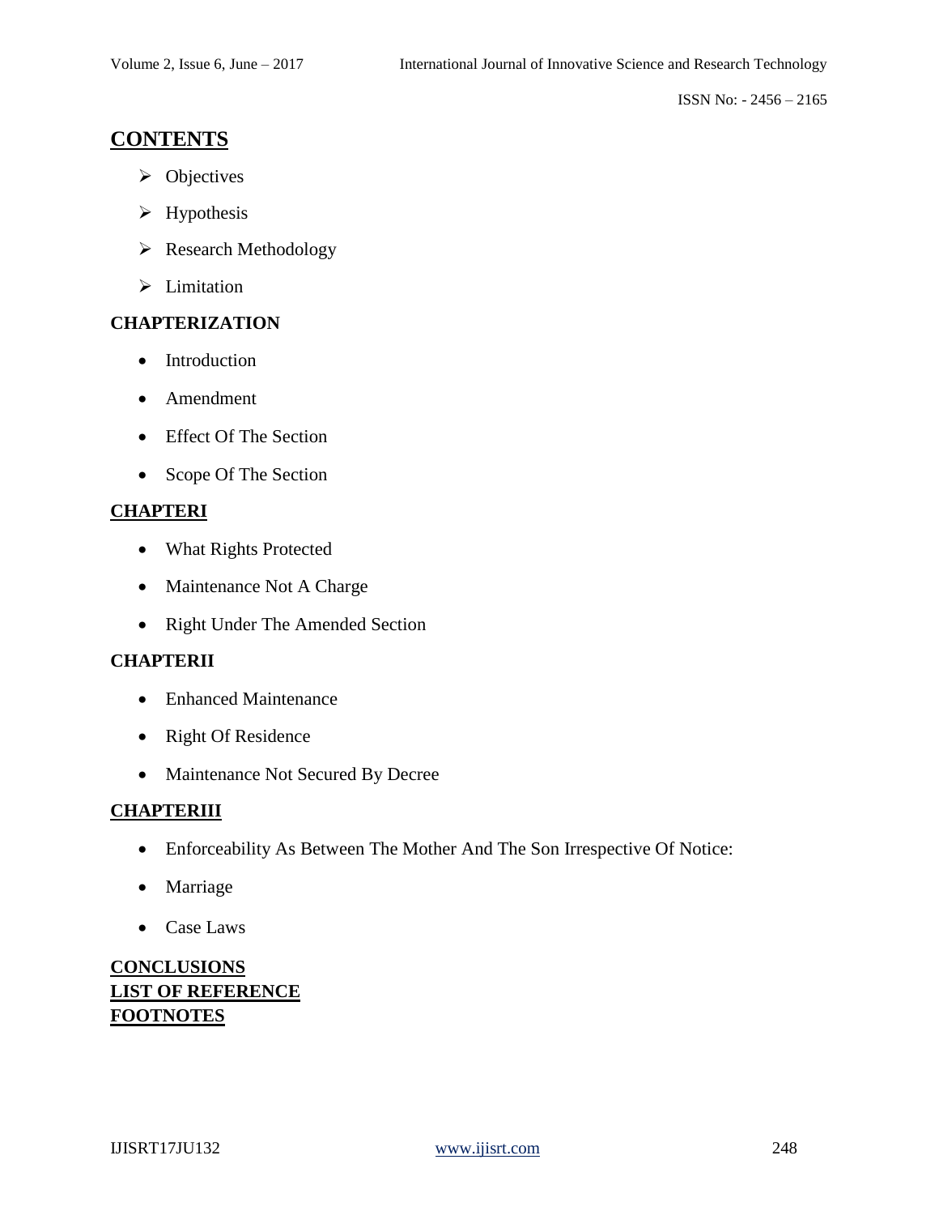## CONTENTS

- Objectives
- Hypothesis
- Research Methodology
- Limitation

**CHAPTERIZATION**

- Introduction
- Amendment
- Effect Of The Section
- Scope Of The Section

**CHAPTERI**

- What Rights Protected
- Maintenance Not A Charge
- Right Under The Amended Section

**CHAPTERII**

- Enhanced Maintenance
- Right Of Residence
- Maintenance Not Secured By Decree

**CHAPTERIII**

- Enforceability As Between The Mother And The Son Irrespective Of Notice:
- Marriage
- Case Laws

**CONCLUSIONS**
**LIST OF REFERENCE**
**FOOTNOTES**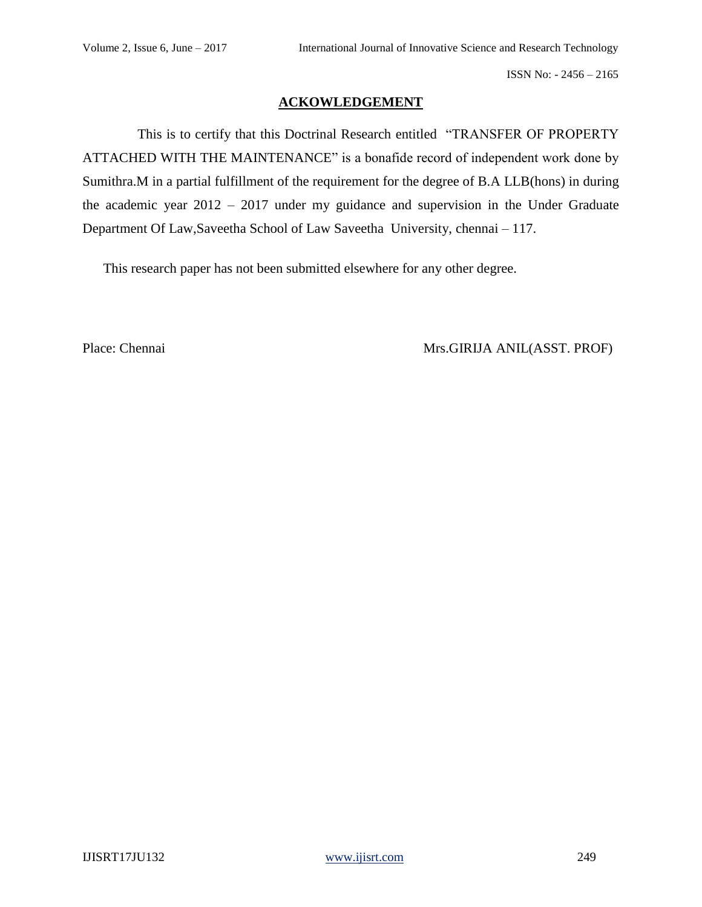## ACKOWLEDGEMENT

This is to certify that this Doctrinal Research entitled "TRANSFER OF PROPERTY ATTACHED WITH THE MAINTENANCE" is a bonafide record of independent work done by Sumithra.M in a partial fulfillment of the requirement for the degree of B.A LLB(hons) in during the academic year 2012 – 2017 under my guidance and supervision in the Under Graduate Department Of Law,Saveetha School of Law Saveetha University, chennai – 117.

This research paper has not been submitted elsewhere for any other degree.

Place: Chennai

Mrs.GIRIJA ANIL(ASST. PROF)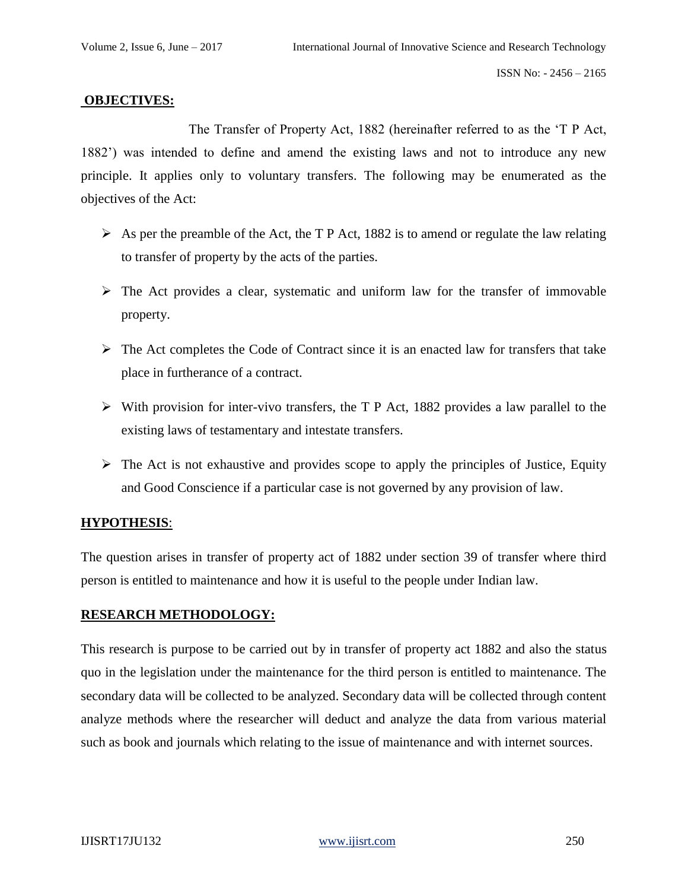## OBJECTIVES:

The Transfer of Property Act, 1882 (hereinafter referred to as the 'T P Act, 1882') was intended to define and amend the existing laws and not to introduce any new principle. It applies only to voluntary transfers. The following may be enumerated as the objectives of the Act:

- As per the preamble of the Act, the T P Act, 1882 is to amend or regulate the law relating to transfer of property by the acts of the parties.
- The Act provides a clear, systematic and uniform law for the transfer of immovable property.
- The Act completes the Code of Contract since it is an enacted law for transfers that take place in furtherance of a contract.
- With provision for inter-vivo transfers, the T P Act, 1882 provides a law parallel to the existing laws of testamentary and intestate transfers.
- The Act is not exhaustive and provides scope to apply the principles of Justice, Equity and Good Conscience if a particular case is not governed by any provision of law.

## HYPOTHESIS:

The question arises in transfer of property act of 1882 under section 39 of transfer where third person is entitled to maintenance and how it is useful to the people under Indian law.

## RESEARCH METHODOLOGY:

This research is purpose to be carried out by in transfer of property act 1882 and also the status quo in the legislation under the maintenance for the third person is entitled to maintenance. The secondary data will be collected to be analyzed. Secondary data will be collected through content analyze methods where the researcher will deduct and analyze the data from various material such as book and journals which relating to the issue of maintenance and with internet sources.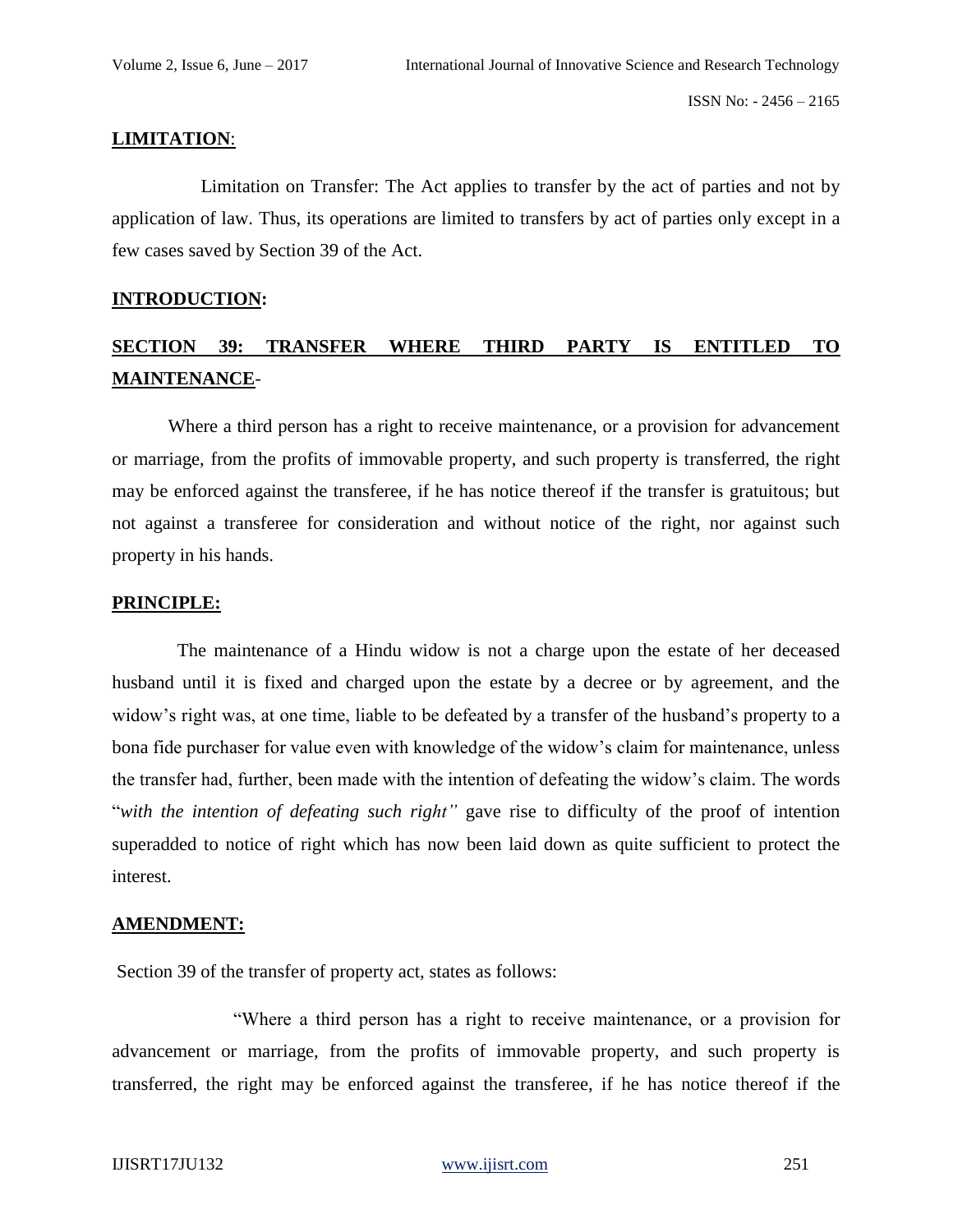**LIMITATION**:

Limitation on Transfer: The Act applies to transfer by the act of parties and not by application of law. Thus, its operations are limited to transfers by act of parties only except in a few cases saved by Section 39 of the Act.

**INTRODUCTION:**

**SECTION 39: TRANSFER WHERE THIRD PARTY IS ENTITLED TO MAINTENANCE-**

Where a third person has a right to receive maintenance, or a provision for advancement or marriage, from the profits of immovable property, and such property is transferred, the right may be enforced against the transferee, if he has notice thereof if the transfer is gratuitous; but not against a transferee for consideration and without notice of the right, nor against such property in his hands.

**PRINCIPLE:**

The maintenance of a Hindu widow is not a charge upon the estate of her deceased husband until it is fixed and charged upon the estate by a decree or by agreement, and the widow's right was, at one time, liable to be defeated by a transfer of the husband's property to a bona fide purchaser for value even with knowledge of the widow's claim for maintenance, unless the transfer had, further, been made with the intention of defeating the widow's claim. The words "*with the intention of defeating such right"* gave rise to difficulty of the proof of intention superadded to notice of right which has now been laid down as quite sufficient to protect the interest.

**AMENDMENT:**

Section 39 of the transfer of property act, states as follows:

"Where a third person has a right to receive maintenance, or a provision for advancement or marriage, from the profits of immovable property, and such property is transferred, the right may be enforced against the transferee, if he has notice thereof if the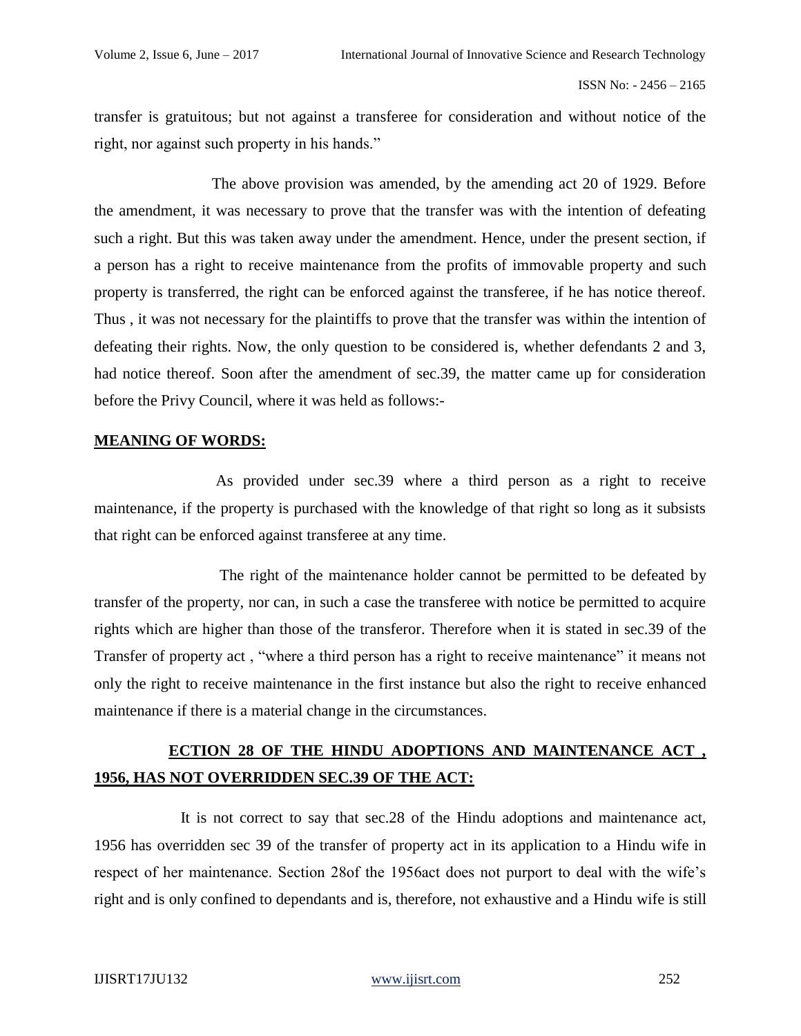transfer is gratuitous; but not against a transferee for consideration and without notice of the right, nor against such property in his hands."

The above provision was amended, by the amending act 20 of 1929. Before the amendment, it was necessary to prove that the transfer was with the intention of defeating such a right. But this was taken away under the amendment. Hence, under the present section, if a person has a right to receive maintenance from the profits of immovable property and such property is transferred, the right can be enforced against the transferee, if he has notice thereof. Thus , it was not necessary for the plaintiffs to prove that the transfer was within the intention of defeating their rights. Now, the only question to be considered is, whether defendants 2 and 3, had notice thereof. Soon after the amendment of sec.39, the matter came up for consideration before the Privy Council, where it was held as follows:-

**MEANING OF WORDS:**

As provided under sec.39 where a third person as a right to receive maintenance, if the property is purchased with the knowledge of that right so long as it subsists that right can be enforced against transferee at any time.

The right of the maintenance holder cannot be permitted to be defeated by transfer of the property, nor can, in such a case the transferee with notice be permitted to acquire rights which are higher than those of the transferor. Therefore when it is stated in sec.39 of the Transfer of property act , "where a third person has a right to receive maintenance" it means not only the right to receive maintenance in the first instance but also the right to receive enhanced maintenance if there is a material change in the circumstances.

**ECTION 28 OF THE HINDU ADOPTIONS AND MAINTENANCE ACT , 1956, HAS NOT OVERRIDDEN SEC.39 OF THE ACT:**

It is not correct to say that sec.28 of the Hindu adoptions and maintenance act, 1956 has overridden sec 39 of the transfer of property act in its application to a Hindu wife in respect of her maintenance. Section 28of the 1956act does not purport to deal with the wife's right and is only confined to dependants and is, therefore, not exhaustive and a Hindu wife is still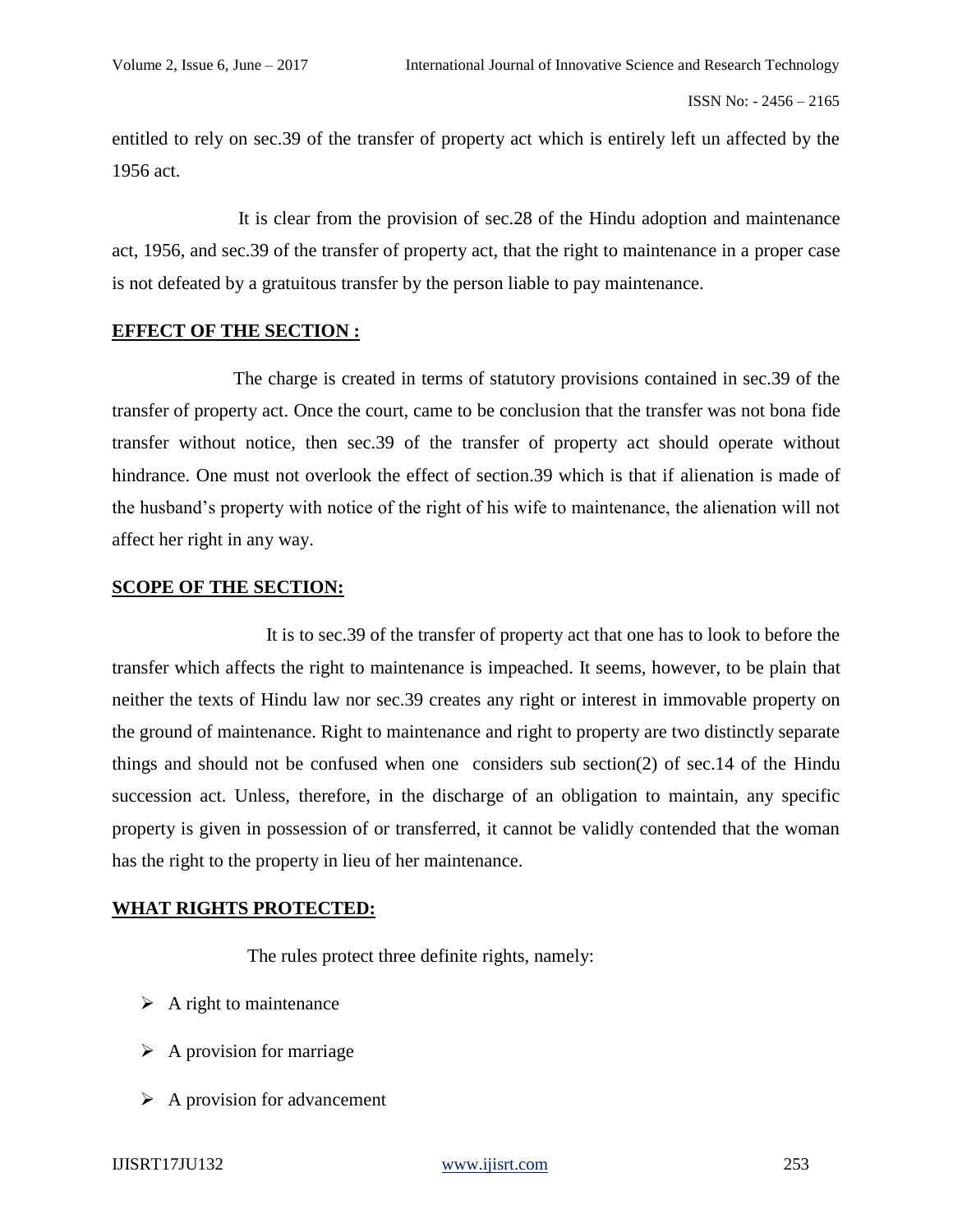entitled to rely on sec.39 of the transfer of property act which is entirely left un affected by the 1956 act.

It is clear from the provision of sec.28 of the Hindu adoption and maintenance act, 1956, and sec.39 of the transfer of property act, that the right to maintenance in a proper case is not defeated by a gratuitous transfer by the person liable to pay maintenance.

## EFFECT OF THE SECTION :

The charge is created in terms of statutory provisions contained in sec.39 of the transfer of property act. Once the court, came to be conclusion that the transfer was not bona fide transfer without notice, then sec.39 of the transfer of property act should operate without hindrance. One must not overlook the effect of section.39 which is that if alienation is made of the husband's property with notice of the right of his wife to maintenance, the alienation will not affect her right in any way.

## SCOPE OF THE SECTION:

It is to sec.39 of the transfer of property act that one has to look to before the transfer which affects the right to maintenance is impeached. It seems, however, to be plain that neither the texts of Hindu law nor sec.39 creates any right or interest in immovable property on the ground of maintenance. Right to maintenance and right to property are two distinctly separate things and should not be confused when one considers sub section(2) of sec.14 of the Hindu succession act. Unless, therefore, in the discharge of an obligation to maintain, any specific property is given in possession of or transferred, it cannot be validly contended that the woman has the right to the property in lieu of her maintenance.

## WHAT RIGHTS PROTECTED:

The rules protect three definite rights, namely:

- A right to maintenance
- A provision for marriage
- A provision for advancement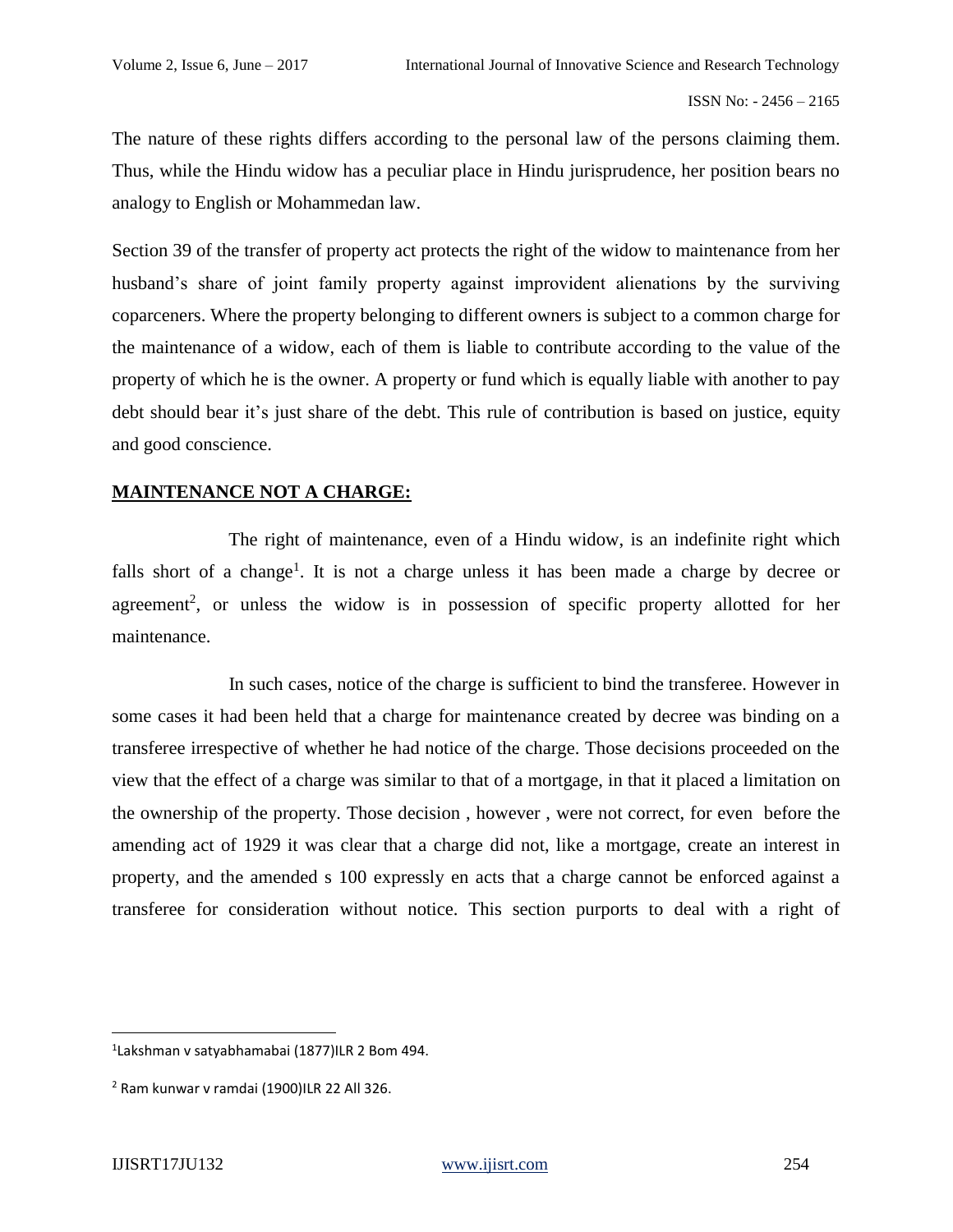The nature of these rights differs according to the personal law of the persons claiming them. Thus, while the Hindu widow has a peculiar place in Hindu jurisprudence, her position bears no analogy to English or Mohammedan law.

Section 39 of the transfer of property act protects the right of the widow to maintenance from her husband's share of joint family property against improvident alienations by the surviving coparceners. Where the property belonging to different owners is subject to a common charge for the maintenance of a widow, each of them is liable to contribute according to the value of the property of which he is the owner. A property or fund which is equally liable with another to pay debt should bear it's just share of the debt. This rule of contribution is based on justice, equity and good conscience.

**MAINTENANCE NOT A CHARGE:**

The right of maintenance, even of a Hindu widow, is an indefinite right which falls short of a change[1]. It is not a charge unless it has been made a charge by decree or agreement[2], or unless the widow is in possession of specific property allotted for her maintenance.

In such cases, notice of the charge is sufficient to bind the transferee. However in some cases it had been held that a charge for maintenance created by decree was binding on a transferee irrespective of whether he had notice of the charge. Those decisions proceeded on the view that the effect of a charge was similar to that of a mortgage, in that it placed a limitation on the ownership of the property. Those decision , however , were not correct, for even before the amending act of 1929 it was clear that a charge did not, like a mortgage, create an interest in property, and the amended s 100 expressly en acts that a charge cannot be enforced against a transferee for consideration without notice. This section purports to deal with a right of

---

[1] Lakshman v satyabhamabai (1877)ILR 2 Bom 494.

[2] Ram kunwar v ramdai (1900)ILR 22 All 326.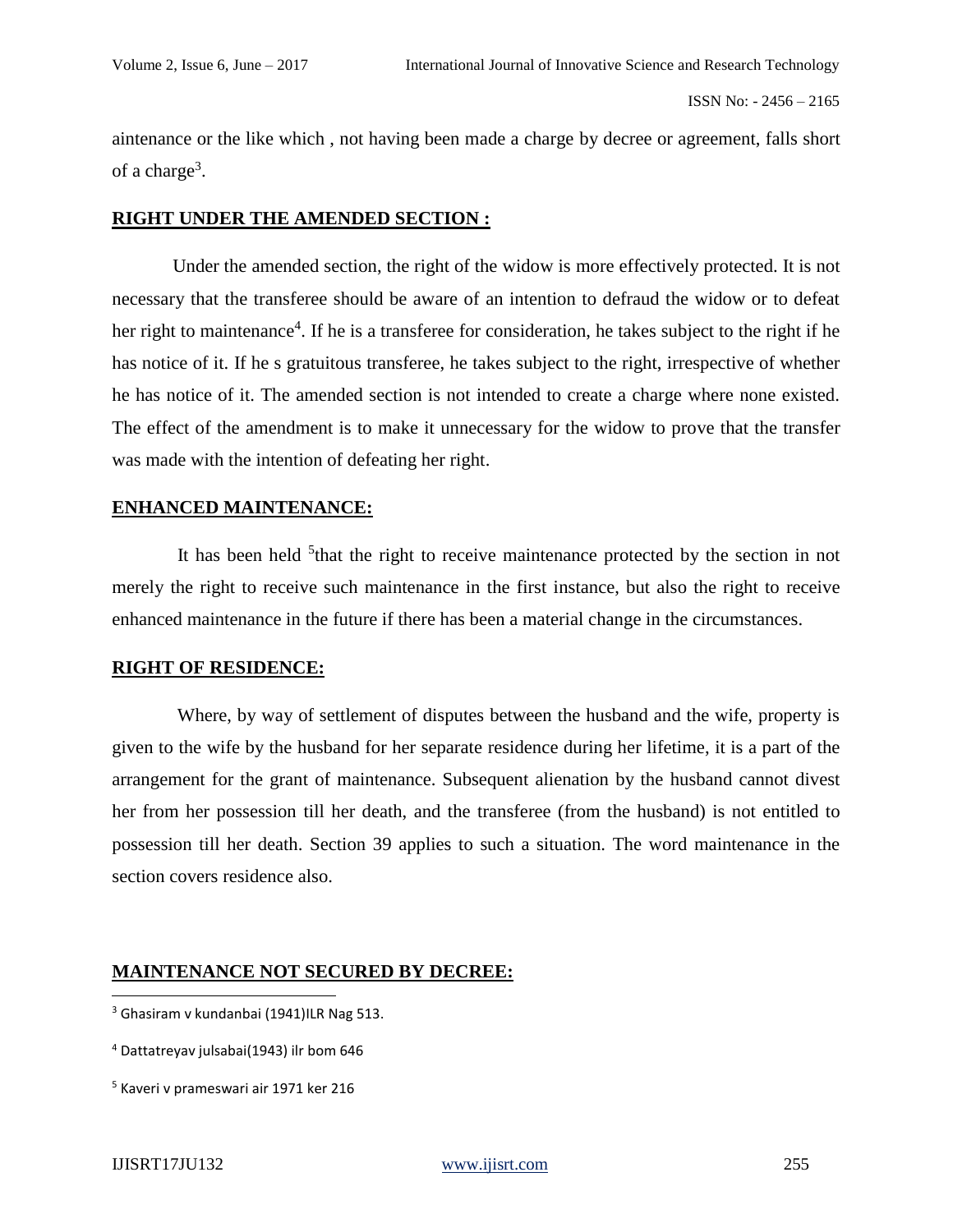aintenance or the like which , not having been made a charge by decree or agreement, falls short of a charge[3].

## **RIGHT UNDER THE AMENDED SECTION :**

Under the amended section, the right of the widow is more effectively protected. It is not necessary that the transferee should be aware of an intention to defraud the widow or to defeat her right to maintenance[4]. If he is a transferee for consideration, he takes subject to the right if he has notice of it. If he s gratuitous transferee, he takes subject to the right, irrespective of whether he has notice of it. The amended section is not intended to create a charge where none existed. The effect of the amendment is to make it unnecessary for the widow to prove that the transfer was made with the intention of defeating her right.

## **ENHANCED MAINTENANCE:**

It has been held [5]that the right to receive maintenance protected by the section in not merely the right to receive such maintenance in the first instance, but also the right to receive enhanced maintenance in the future if there has been a material change in the circumstances.

## **RIGHT OF RESIDENCE:**

Where, by way of settlement of disputes between the husband and the wife, property is given to the wife by the husband for her separate residence during her lifetime, it is a part of the arrangement for the grant of maintenance. Subsequent alienation by the husband cannot divest her from her possession till her death, and the transferee (from the husband) is not entitled to possession till her death. Section 39 applies to such a situation. The word maintenance in the section covers residence also.

## **MAINTENANCE NOT SECURED BY DECREE:**

---

[3] Ghasiram v kundanbai (1941)ILR Nag 513.

[4] Dattatreyav julsabai(1943) ilr bom 646

[5] Kaveri v prameswari air 1971 ker 216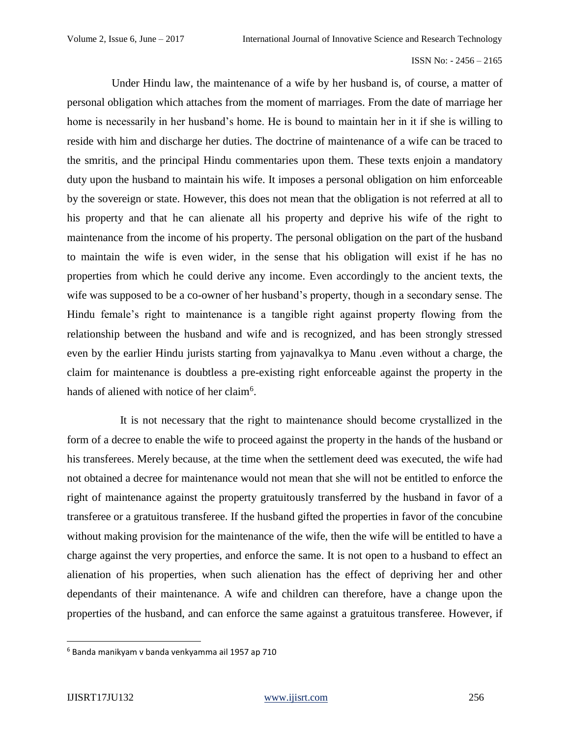Under Hindu law, the maintenance of a wife by her husband is, of course, a matter of personal obligation which attaches from the moment of marriages. From the date of marriage her home is necessarily in her husband's home. He is bound to maintain her in it if she is willing to reside with him and discharge her duties. The doctrine of maintenance of a wife can be traced to the smritis, and the principal Hindu commentaries upon them. These texts enjoin a mandatory duty upon the husband to maintain his wife. It imposes a personal obligation on him enforceable by the sovereign or state. However, this does not mean that the obligation is not referred at all to his property and that he can alienate all his property and deprive his wife of the right to maintenance from the income of his property. The personal obligation on the part of the husband to maintain the wife is even wider, in the sense that his obligation will exist if he has no properties from which he could derive any income. Even accordingly to the ancient texts, the wife was supposed to be a co-owner of her husband's property, though in a secondary sense. The Hindu female's right to maintenance is a tangible right against property flowing from the relationship between the husband and wife and is recognized, and has been strongly stressed even by the earlier Hindu jurists starting from yajnavalkya to Manu .even without a charge, the claim for maintenance is doubtless a pre-existing right enforceable against the property in the hands of aliened with notice of her claim[6].

It is not necessary that the right to maintenance should become crystallized in the form of a decree to enable the wife to proceed against the property in the hands of the husband or his transferees. Merely because, at the time when the settlement deed was executed, the wife had not obtained a decree for maintenance would not mean that she will not be entitled to enforce the right of maintenance against the property gratuitously transferred by the husband in favor of a transferee or a gratuitous transferee. If the husband gifted the properties in favor of the concubine without making provision for the maintenance of the wife, then the wife will be entitled to have a charge against the very properties, and enforce the same. It is not open to a husband to effect an alienation of his properties, when such alienation has the effect of depriving her and other dependants of their maintenance. A wife and children can therefore, have a change upon the properties of the husband, and can enforce the same against a gratuitous transferee. However, if

[6] Banda manikyam v banda venkyamma ail 1957 ap 710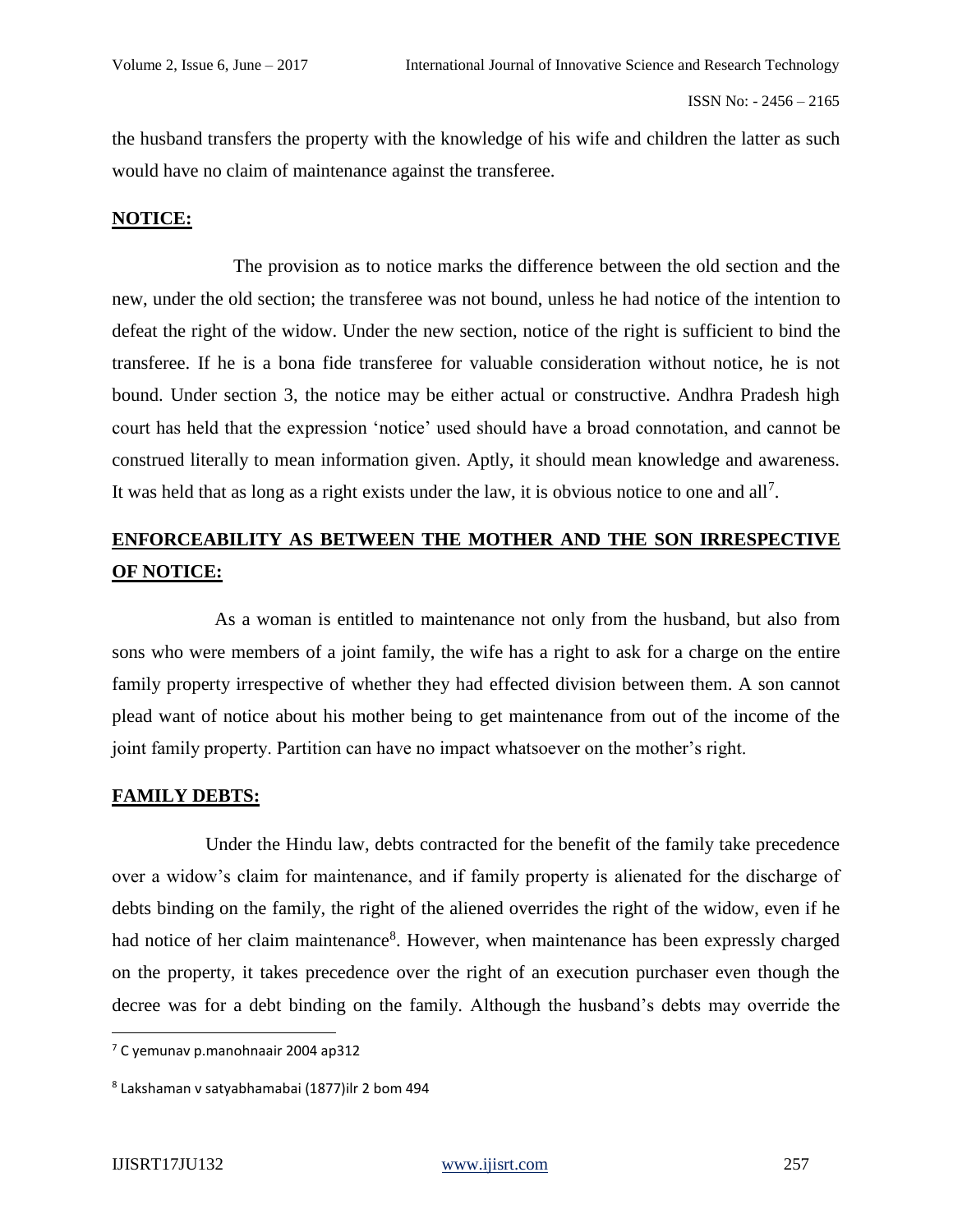the husband transfers the property with the knowledge of his wife and children the latter as such would have no claim of maintenance against the transferee.

## NOTICE:

The provision as to notice marks the difference between the old section and the new, under the old section; the transferee was not bound, unless he had notice of the intention to defeat the right of the widow. Under the new section, notice of the right is sufficient to bind the transferee. If he is a bona fide transferee for valuable consideration without notice, he is not bound. Under section 3, the notice may be either actual or constructive. Andhra Pradesh high court has held that the expression 'notice' used should have a broad connotation, and cannot be construed literally to mean information given. Aptly, it should mean knowledge and awareness. It was held that as long as a right exists under the law, it is obvious notice to one and all[7].

## ENFORCEABILITY AS BETWEEN THE MOTHER AND THE SON IRRESPECTIVE OF NOTICE:

As a woman is entitled to maintenance not only from the husband, but also from sons who were members of a joint family, the wife has a right to ask for a charge on the entire family property irrespective of whether they had effected division between them. A son cannot plead want of notice about his mother being to get maintenance from out of the income of the joint family property. Partition can have no impact whatsoever on the mother's right.

## FAMILY DEBTS:

Under the Hindu law, debts contracted for the benefit of the family take precedence over a widow's claim for maintenance, and if family property is alienated for the discharge of debts binding on the family, the right of the aliened overrides the right of the widow, even if he had notice of her claim maintenance[8]. However, when maintenance has been expressly charged on the property, it takes precedence over the right of an execution purchaser even though the decree was for a debt binding on the family. Although the husband's debts may override the

---

[7] C yemunav p.manohnaair 2004 ap312

[8] Lakshaman v satyabhamabai (1877)ilr 2 bom 494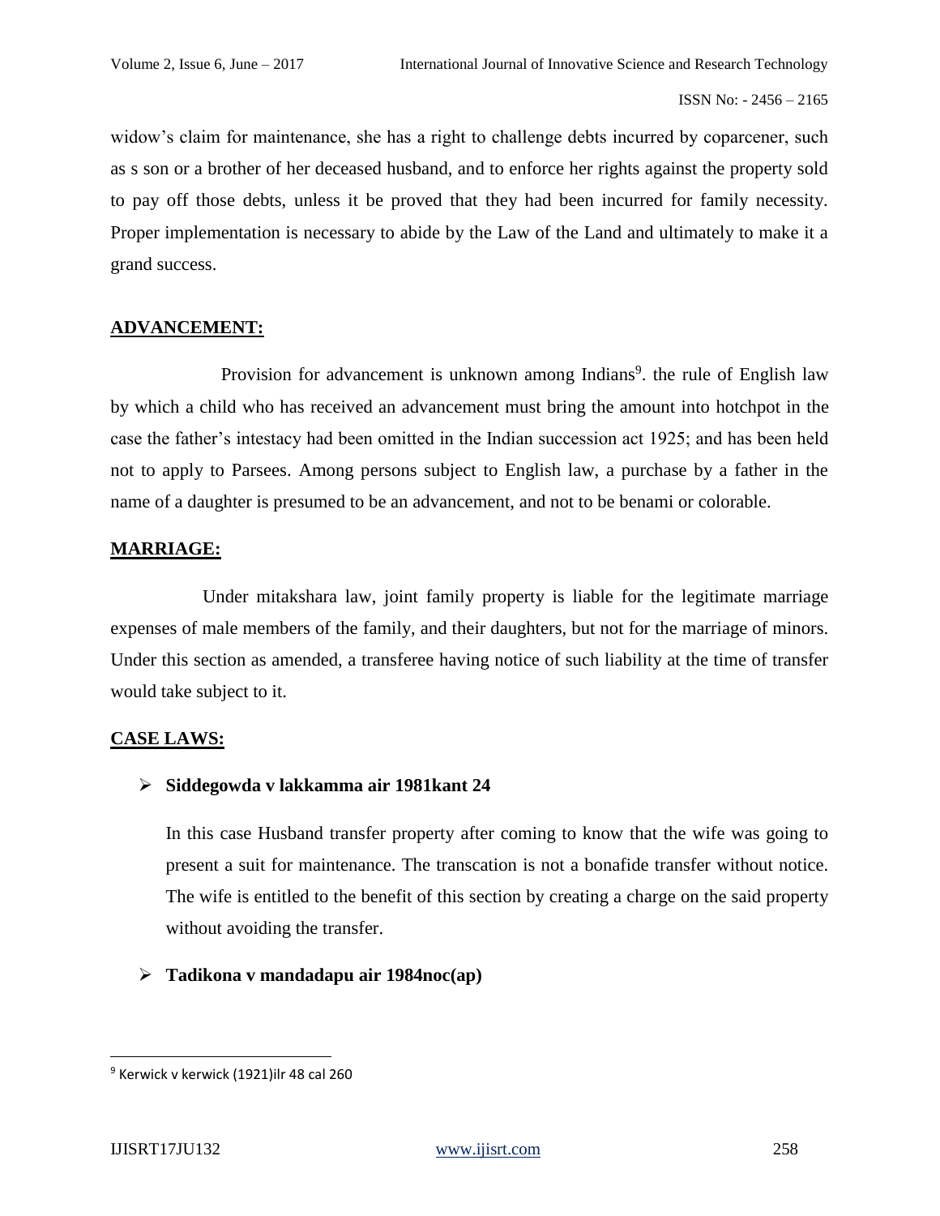widow's claim for maintenance, she has a right to challenge debts incurred by coparcener, such as s son or a brother of her deceased husband, and to enforce her rights against the property sold to pay off those debts, unless it be proved that they had been incurred for family necessity. Proper implementation is necessary to abide by the Law of the Land and ultimately to make it a grand success.

## ADVANCEMENT:

Provision for advancement is unknown among Indians[9]. the rule of English law by which a child who has received an advancement must bring the amount into hotchpot in the case the father's intestacy had been omitted in the Indian succession act 1925; and has been held not to apply to Parsees. Among persons subject to English law, a purchase by a father in the name of a daughter is presumed to be an advancement, and not to be benami or colorable.

## MARRIAGE:

Under mitakshara law, joint family property is liable for the legitimate marriage expenses of male members of the family, and their daughters, but not for the marriage of minors. Under this section as amended, a transferee having notice of such liability at the time of transfer would take subject to it.

## CASE LAWS:

- **Siddegowda v lakkamma air 1981kant 24**

  In this case Husband transfer property after coming to know that the wife was going to present a suit for maintenance. The transcation is not a bonafide transfer without notice. The wife is entitled to the benefit of this section by creating a charge on the said property without avoiding the transfer.

- **Tadikona v mandadapu air 1984noc(ap)**

---

[9] Kerwick v kerwick (1921)ilr 48 cal 260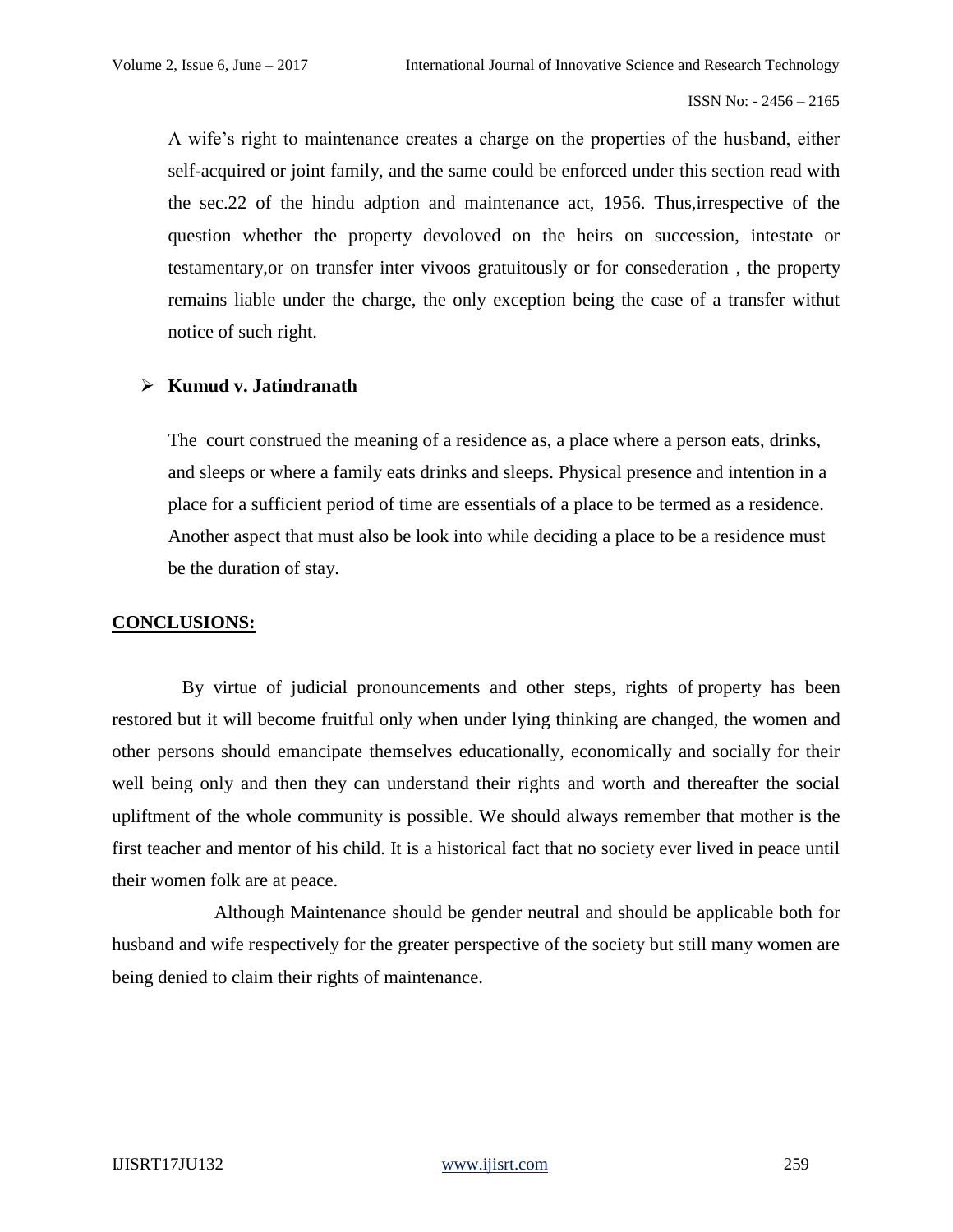A wife's right to maintenance creates a charge on the properties of the husband, either self-acquired or joint family, and the same could be enforced under this section read with the sec.22 of the hindu adption and maintenance act, 1956. Thus,irrespective of the question whether the property devoloved on the heirs on succession, intestate or testamentary,or on transfer inter vivoos gratuitously or for consederation , the property remains liable under the charge, the only exception being the case of a transfer withut notice of such right.

- **Kumud v. Jatindranath**

  The court construed the meaning of a residence as, a place where a person eats, drinks, and sleeps or where a family eats drinks and sleeps. Physical presence and intention in a place for a sufficient period of time are essentials of a place to be termed as a residence. Another aspect that must also be look into while deciding a place to be a residence must be the duration of stay.

## CONCLUSIONS:

By virtue of judicial pronouncements and other steps, rights of property has been restored but it will become fruitful only when under lying thinking are changed, the women and other persons should emancipate themselves educationally, economically and socially for their well being only and then they can understand their rights and worth and thereafter the social upliftment of the whole community is possible. We should always remember that mother is the first teacher and mentor of his child. It is a historical fact that no society ever lived in peace until their women folk are at peace.

Although Maintenance should be gender neutral and should be applicable both for husband and wife respectively for the greater perspective of the society but still many women are being denied to claim their rights of maintenance.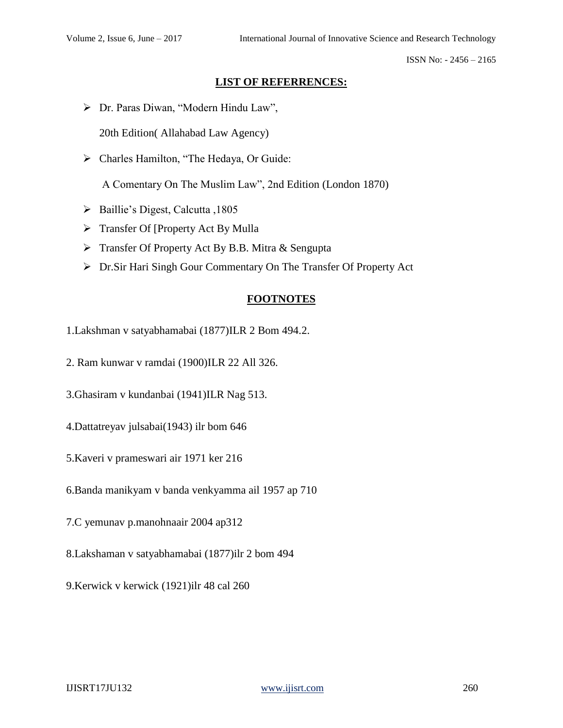## LIST OF REFERRENCES:

- Dr. Paras Diwan, "Modern Hindu Law",

  20th Edition( Allahabad Law Agency)
- Charles Hamilton, "The Hedaya, Or Guide:

  A Comentary On The Muslim Law", 2nd Edition (London 1870)
- Baillie's Digest, Calcutta ,1805
- Transfer Of [Property Act By Mulla
- Transfer Of Property Act By B.B. Mitra & Sengupta
- Dr.Sir Hari Singh Gour Commentary On The Transfer Of Property Act

## FOOTNOTES

1.Lakshman v satyabhamabai (1877)ILR 2 Bom 494.2.

2. Ram kunwar v ramdai (1900)ILR 22 All 326.

3.Ghasiram v kundanbai (1941)ILR Nag 513.

4.Dattatreyav julsabai(1943) ilr bom 646

5.Kaveri v prameswari air 1971 ker 216

6.Banda manikyam v banda venkyamma ail 1957 ap 710

7.C yemunav p.manohnaair 2004 ap312

8.Lakshaman v satyabhamabai (1877)ilr 2 bom 494

9.Kerwick v kerwick (1921)ilr 48 cal 260